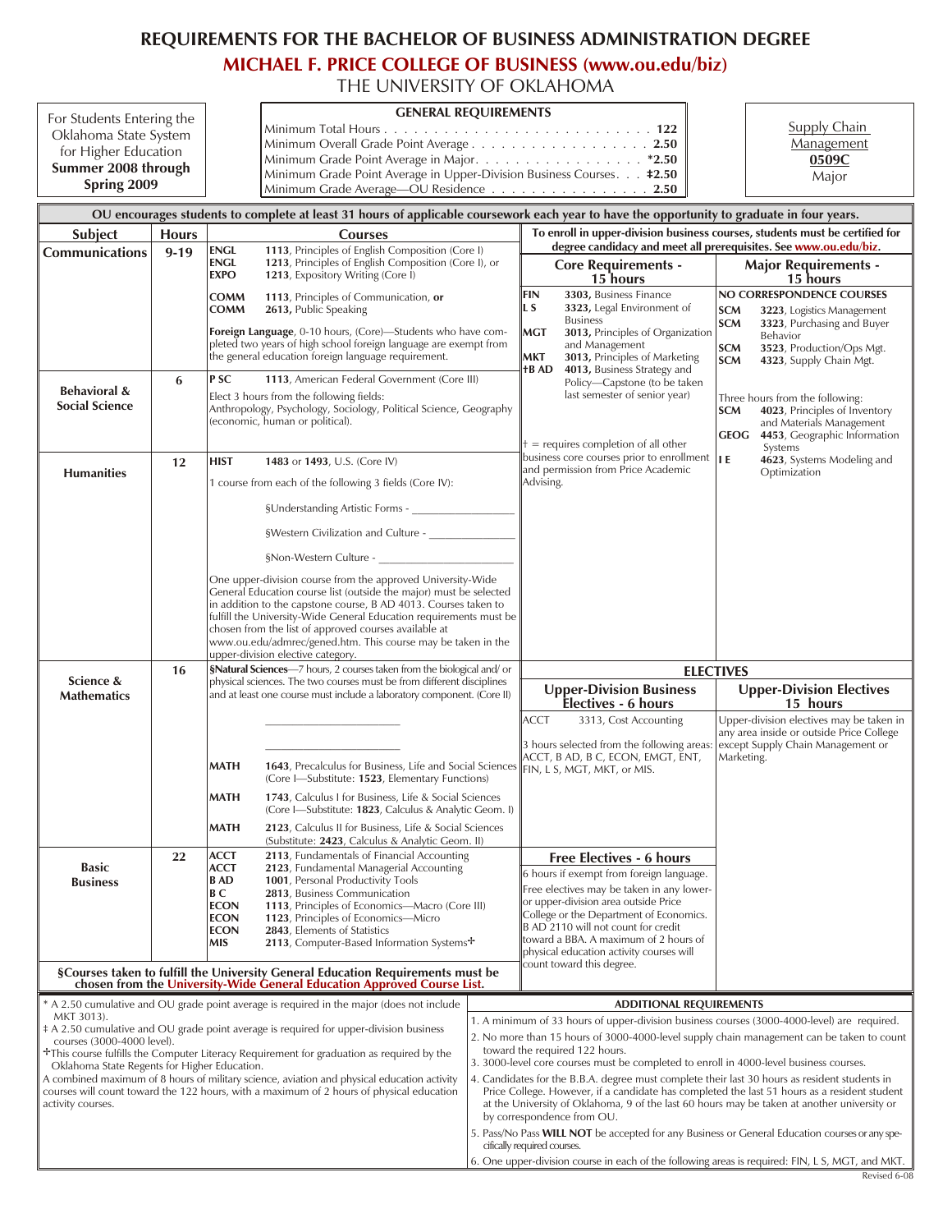# REQUIREMENTS FOR THE BACHELOR OF BUSINESS ADMINISTRATION DEGREE

## MICHAEL F. PRICE COLLEGE OF BUSINESS (www.ou.edu/biz)

### THE UNIVERSITY OF OKLAHOMA

For Students Entering the Oklahoma State System for Higher Education **Summer 2008 through Spring 2009**

**GENERAL REQUIREMENTS**

| | |
|---|---|
| Minimum Total Hours | **122** |
| Minimum Overall Grade Point Average | **2.50** |
| Minimum Grade Point Average in Major | ***2.50** |
| Minimum Grade Point Average in Upper-Division Business Courses | **‡2.50** |
| Minimum Grade Average—OU Residence | **2.50** |

Supply Chain Management **0509C** Major

**OU encourages students to complete at least 31 hours of applicable coursework each year to have the opportunity to graduate in four years.**

| Subject | Hours | Courses |
|---|---|---|
| **Communications** | 9-19 | **ENGL 1113**, Principles of English Composition (Core I)<br>**ENGL 1213**, Principles of English Composition (Core I), or **EXPO 1213**, Expository Writing (Core I)<br>**COMM 1113**, Principles of Communication, **or COMM 2613**, Public Speaking<br>**Foreign Language**, 0-10 hours, (Core)—Students who have completed two years of high school foreign language are exempt from the general education foreign language requirement. |
| **Behavioral & Social Science** | 6 | **P SC 1113**, American Federal Government (Core III)<br>Elect 3 hours from the following fields: Anthropology, Psychology, Sociology, Political Science, Geography (economic, human or political). |
| **Humanities** | 12 | **HIST 1483** or **1493**, U.S. (Core IV)<br>1 course from each of the following 3 fields (Core IV):<br>§Understanding Artistic Forms - ____________<br>§Western Civilization and Culture - ____________<br>§Non-Western Culture - ____________<br>One upper-division course from the approved University-Wide General Education course list (outside the major) must be selected in addition to the capstone course, B AD 4013. Courses taken to fulfill the University-Wide General Education requirements must be chosen from the list of approved courses available at www.ou.edu/admrec/gened.htm. This course may be taken in the upper-division elective category. |
| **Science & Mathematics** | 16 | **§Natural Sciences**—7 hours, 2 courses taken from the biological and/ or physical sciences. The two courses must be from different disciplines and at least one course must include a laboratory component. (Core II)<br>____________<br>____________<br>**MATH 1643**, Precalculus for Business, Life and Social Sciences (Core I—Substitute: **1523**, Elementary Functions)<br>**MATH 1743**, Calculus I for Business, Life & Social Sciences (Core I—Substitute: **1823**, Calculus & Analytic Geom. I)<br>**MATH 2123**, Calculus II for Business, Life & Social Sciences (Substitute: **2423**, Calculus & Analytic Geom. II) |
| **Basic Business** | 22 | **ACCT 2113**, Fundamentals of Financial Accounting<br>**ACCT 2123**, Fundamental Managerial Accounting<br>**B AD 1001**, Personal Productivity Tools<br>**B C 2813**, Business Communication<br>**ECON 1113**, Principles of Economics—Macro (Core III)<br>**ECON 1123**, Principles of Economics—Micro<br>**ECON 2843**, Elements of Statistics<br>**MIS 2113**, Computer-Based Information Systems✣ |

**§Courses taken to fulfill the University General Education Requirements must be chosen from the University-Wide General Education Approved Course List.**

**To enroll in upper-division business courses, students must be certified for degree candidacy and meet all prerequisites. See www.ou.edu/biz.**

| Core Requirements - 15 hours | Major Requirements - 15 hours |
|---|---|
| **FIN 3303,** Business Finance<br>**L S 3323**, Legal Environment of Business<br>**MGT 3013,** Principles of Organization and Management<br>**MKT 3013,** Principles of Marketing<br>**†B AD 4013,** Business Strategy and Policy—Capstone (to be taken last semester of senior year)<br><br>† = requires completion of all other business core courses prior to enrollment and permission from Price Academic Advising. | **NO CORRESPONDENCE COURSES**<br>**SCM 3223**, Logistics Management<br>**SCM 3323**, Purchasing and Buyer Behavior<br>**SCM 3523**, Production/Ops Mgt.<br>**SCM 4323**, Supply Chain Mgt.<br><br>Three hours from the following:<br>**SCM 4023**, Principles of Inventory and Materials Management<br>**GEOG 4453**, Geographic Information Systems<br>**I E 4623**, Systems Modeling and Optimization |

**ELECTIVES**

| Upper-Division Business Electives - 6 hours | Upper-Division Electives 15 hours |
|---|---|
| ACCT 3313, Cost Accounting<br><br>3 hours selected from the following areas: ACCT, B AD, B C, ECON, EMGT, ENT, FIN, L S, MGT, MKT, or MIS. | Upper-division electives may be taken in any area inside or outside Price College except Supply Chain Management or Marketing. |

**Free Electives - 6 hours**

6 hours if exempt from foreign language.

Free electives may be taken in any lower- or upper-division area outside Price College or the Department of Economics. B AD 2110 will not count for credit toward a BBA. A maximum of 2 hours of physical education activity courses will count toward this degree.

\* A 2.50 cumulative and OU grade point average is required in the major (does not include MKT 3013).

‡ A 2.50 cumulative and OU grade point average is required for upper-division business courses (3000-4000 level).

✣This course fulfills the Computer Literacy Requirement for graduation as required by the Oklahoma State Regents for Higher Education.

A combined maximum of 8 hours of military science, aviation and physical education activity courses will count toward the 122 hours, with a maximum of 2 hours of physical education activity courses.

**ADDITIONAL REQUIREMENTS**

1. A minimum of 33 hours of upper-division business courses (3000-4000-level) are required.
2. No more than 15 hours of 3000-4000-level supply chain management can be taken to count toward the required 122 hours.
3. 3000-level core courses must be completed to enroll in 4000-level business courses.
4. Candidates for the B.B.A. degree must complete their last 30 hours as resident students in Price College. However, if a candidate has completed the last 51 hours as a resident student at the University of Oklahoma, 9 of the last 60 hours may be taken at another university or by correspondence from OU.
5. Pass/No Pass **WILL NOT** be accepted for any Business or General Education courses or any specifically required courses.
6. One upper-division course in each of the following areas is required: FIN, L S, MGT, and MKT.

Revised 6-08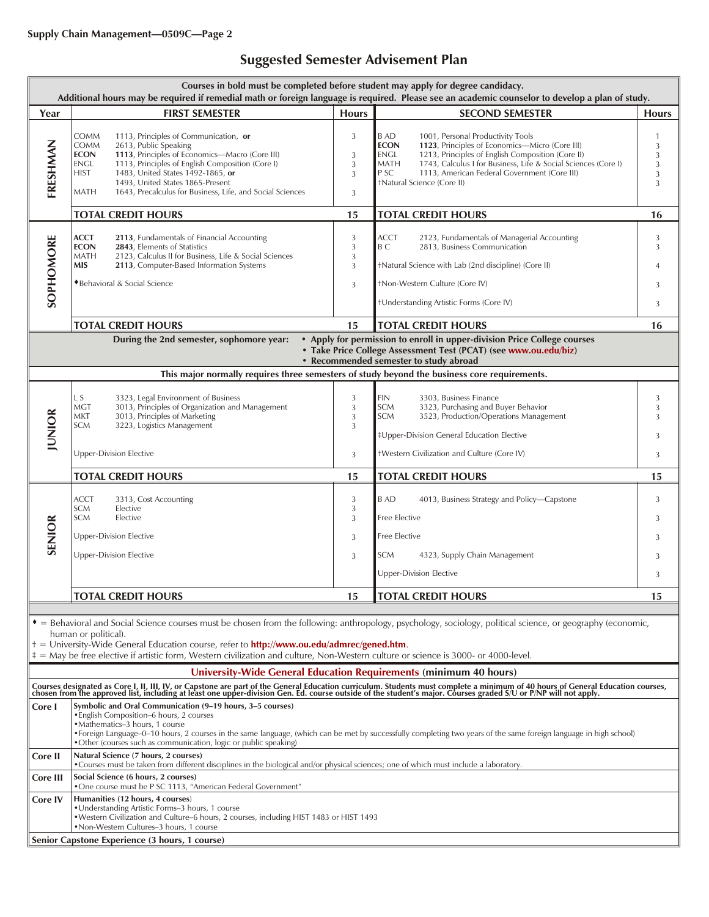# Suggested Semester Advisement Plan

**Courses in bold must be completed before student may apply for degree candidacy.**
**Additional hours may be required if remedial math or foreign language is required. Please see an academic counselor to develop a plan of study.**

| Year | FIRST SEMESTER | Hours | SECOND SEMESTER | Hours |
|---|---|---|---|---|
| FRESHMAN | COMM 1113, Principles of Communication, **or** COMM 2613, Public Speaking | 3 | B AD 1001, Personal Productivity Tools | 1 |
| | **ECON 1113**, Principles of Economics—Macro (Core III) | 3 | **ECON 1123**, Principles of Economics—Micro (Core III) | 3 |
| | ENGL 1113, Principles of English Composition (Core I) | 3 | ENGL 1213, Principles of English Composition (Core II) | 3 |
| | HIST 1483, United States 1492-1865, **or** 1493, United States 1865-Present | 3 | MATH 1743, Calculus I for Business, Life & Social Sciences (Core I) | 3 |
| | MATH 1643, Precalculus for Business, Life, and Social Sciences | 3 | P SC 1113, American Federal Government (Core III) | 3 |
| | | | †Natural Science (Core II) | 3 |
| | **TOTAL CREDIT HOURS** | **15** | **TOTAL CREDIT HOURS** | **16** |
| SOPHOMORE | **ACCT 2113**, Fundamentals of Financial Accounting | 3 | ACCT 2123, Fundamentals of Managerial Accounting | 3 |
| | **ECON 2843**, Elements of Statistics | 3 | B C 2813, Business Communication | 3 |
| | MATH 2123, Calculus II for Business, Life & Social Sciences | 3 | †Natural Science with Lab (2nd discipline) (Core II) | 4 |
| | **MIS 2113**, Computer-Based Information Systems | 3 | †Non-Western Culture (Core IV) | 3 |
| | ♦Behavioral & Social Science | 3 | †Understanding Artistic Forms (Core IV) | 3 |
| | **TOTAL CREDIT HOURS** | **15** | **TOTAL CREDIT HOURS** | **16** |
| | **During the 2nd semester, sophomore year:** | | • **Apply for permission to enroll in upper-division Price College courses** • **Take Price College Assessment Test (PCAT) (see www.ou.edu/biz)** • **Recommended semester to study abroad** | |
| | **This major normally requires three semesters of study beyond the business core requirements.** | | | |
| JUNIOR | L S 3323, Legal Environment of Business | 3 | FIN 3303, Business Finance | 3 |
| | MGT 3013, Principles of Organization and Management | 3 | SCM 3323, Purchasing and Buyer Behavior | 3 |
| | MKT 3013, Principles of Marketing | 3 | SCM 3523, Production/Operations Management | 3 |
| | SCM 3223, Logistics Management | 3 | ‡Upper-Division General Education Elective | 3 |
| | Upper-Division Elective | 3 | †Western Civilization and Culture (Core IV) | 3 |
| | **TOTAL CREDIT HOURS** | **15** | **TOTAL CREDIT HOURS** | **15** |
| SENIOR | ACCT 3313, Cost Accounting | 3 | B AD 4013, Business Strategy and Policy—Capstone | 3 |
| | SCM Elective | 3 | Free Elective | 3 |
| | SCM Elective | 3 | Free Elective | 3 |
| | Upper-Division Elective | 3 | SCM 4323, Supply Chain Management | 3 |
| | Upper-Division Elective | 3 | Upper-Division Elective | 3 |
| | **TOTAL CREDIT HOURS** | **15** | **TOTAL CREDIT HOURS** | **15** |

♦ = Behavioral and Social Science courses must be chosen from the following: anthropology, psychology, sociology, political science, or geography (economic, human or political).
† = University-Wide General Education course, refer to **http://www.ou.edu/admrec/gened.htm**.
‡ = May be free elective if artistic form, Western civilization and culture, Non-Western culture or science is 3000- or 4000-level.

## University-Wide General Education Requirements (minimum 40 hours)

**Courses designated as Core I, II, III, IV, or Capstone are part of the General Education curriculum. Students must complete a minimum of 40 hours of General Education courses, chosen from the approved list, including at least one upper-division Gen. Ed. course outside of the student's major. Courses graded S/U or P/NP will not apply.**

| | |
|---|---|
| **Core I** | **Symbolic and Oral Communication (9–19 hours, 3–5 courses)** •English Composition–6 hours, 2 courses •Mathematics–3 hours, 1 course •Foreign Language–0–10 hours, 2 courses in the same language, (which can be met by successfully completing two years of the same foreign language in high school) •Other (courses such as communication, logic or public speaking) |
| **Core II** | **Natural Science (7 hours, 2 courses)** •Courses must be taken from different disciplines in the biological and/or physical sciences; one of which must include a laboratory. |
| **Core III** | **Social Science (6 hours, 2 courses)** •One course must be P SC 1113, "American Federal Government" |
| **Core IV** | **Humanities (12 hours, 4 courses)** •Understanding Artistic Forms–3 hours, 1 course •Western Civilization and Culture–6 hours, 2 courses, including HIST 1483 or HIST 1493 •Non-Western Cultures–3 hours, 1 course |
| **Senior Capstone Experience (3 hours, 1 course)** | |